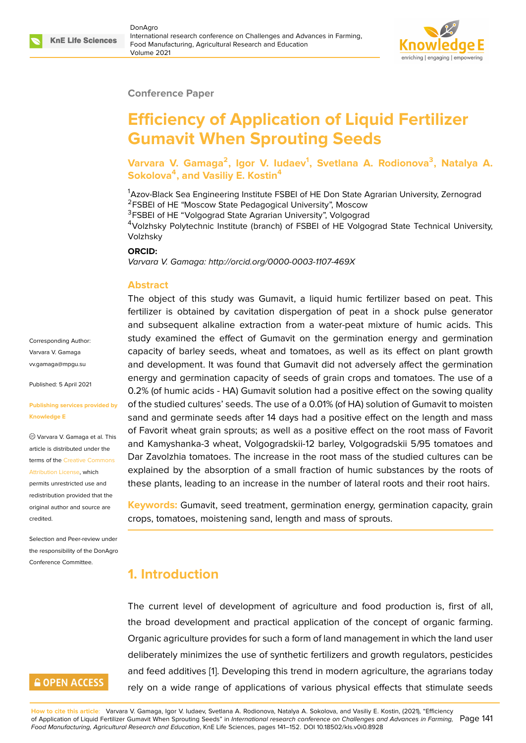Conference Paper

# Efficiency of Application of Liquid Fertilizer Gumavit When Sprouting Seeds

**Varvara V. Gamaga[2], Igor V. Iudaev[1], Svetlana A. Rodionova[3], Natalya A. Sokolova[4], and Vasiliy E. Kostin[4]**

[1]Azov-Black Sea Engineering Institute FSBEI of HE Don State Agrarian University, Zernograd
[2]FSBEI of HE "Moscow State Pedagogical University", Moscow
[3]FSBEI of HE "Volgograd State Agrarian University", Volgograd
[4]Volzhsky Polytechnic Institute (branch) of FSBEI of HE Volgograd State Technical University, Volzhsky

**ORCID:**
*Varvara V. Gamaga: http://orcid.org/0000-0003-1107-469X*

Corresponding Author: Varvara V. Gamaga vv.gamaga@mpgu.su

Published: 5 April 2021

Publishing services provided by Knowledge E

© Varvara V. Gamaga et al. This article is distributed under the terms of the Creative Commons Attribution License, which permits unrestricted use and redistribution provided that the original author and source are credited.

Selection and Peer-review under the responsibility of the DonAgro Conference Committee.

## Abstract

The object of this study was Gumavit, a liquid humic fertilizer based on peat. This fertilizer is obtained by cavitation dispergation of peat in a shock pulse generator and subsequent alkaline extraction from a water-peat mixture of humic acids. This study examined the effect of Gumavit on the germination energy and germination capacity of barley seeds, wheat and tomatoes, as well as its effect on plant growth and development. It was found that Gumavit did not adversely affect the germination energy and germination capacity of seeds of grain crops and tomatoes. The use of a 0.2% (of humic acids - HA) Gumavit solution had a positive effect on the sowing quality of the studied cultures' seeds. The use of a 0.01% (of HA) solution of Gumavit to moisten sand and germinate seeds after 14 days had a positive effect on the length and mass of Favorit wheat grain sprouts; as well as a positive effect on the root mass of Favorit and Kamyshanka-3 wheat, Volgogradskii-12 barley, Volgogradskii 5/95 tomatoes and Dar Zavolzhia tomatoes. The increase in the root mass of the studied cultures can be explained by the absorption of a small fraction of humic substances by the roots of these plants, leading to an increase in the number of lateral roots and their root hairs.

**Keywords:** Gumavit, seed treatment, germination energy, germination capacity, grain crops, tomatoes, moistening sand, length and mass of sprouts.

## 1. Introduction

The current level of development of agriculture and food production is, first of all, the broad development and practical application of the concept of organic farming. Organic agriculture provides for such a form of land management in which the land user deliberately minimizes the use of synthetic fertilizers and growth regulators, pesticides and feed additives [1]. Developing this trend in modern agriculture, the agrarians today rely on a wide range of applications of various physical effects that stimulate seeds

**How to cite this article:** Varvara V. Gamaga, Igor V. Iudaev, Svetlana A. Rodionova, Natalya A. Sokolova, and Vasiliy E. Kostin, (2021), "Efficiency of Application of Liquid Fertilizer Gumavit When Sprouting Seeds" in *International research conference on Challenges and Advances in Farming, Food Manufacturing, Agricultural Research and Education*, KnE Life Sciences, pages 141–152. DOI 10.18502/kls.v0i0.8928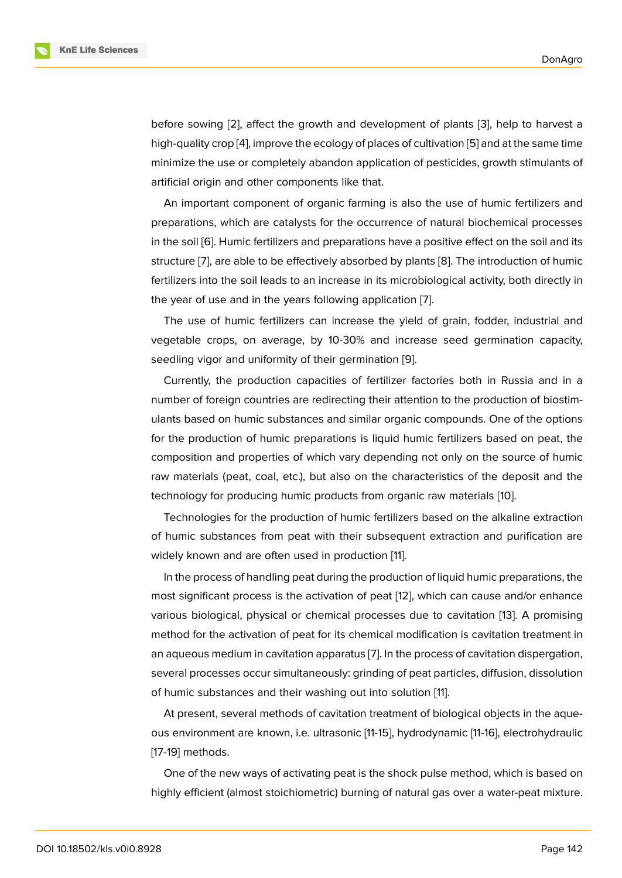before sowing [2], affect the growth and development of plants [3], help to harvest a high-quality crop [4], improve the ecology of places of cultivation [5] and at the same time minimize the use or completely abandon application of pesticides, growth stimulants of artificial origin and other components like that.

An important component of organic farming is also the use of humic fertilizers and preparations, which are catalysts for the occurrence of natural biochemical processes in the soil [6]. Humic fertilizers and preparations have a positive effect on the soil and its structure [7], are able to be effectively absorbed by plants [8]. The introduction of humic fertilizers into the soil leads to an increase in its microbiological activity, both directly in the year of use and in the years following application [7].

The use of humic fertilizers can increase the yield of grain, fodder, industrial and vegetable crops, on average, by 10-30% and increase seed germination capacity, seedling vigor and uniformity of their germination [9].

Currently, the production capacities of fertilizer factories both in Russia and in a number of foreign countries are redirecting their attention to the production of biostimulants based on humic substances and similar organic compounds. One of the options for the production of humic preparations is liquid humic fertilizers based on peat, the composition and properties of which vary depending not only on the source of humic raw materials (peat, coal, etc.), but also on the characteristics of the deposit and the technology for producing humic products from organic raw materials [10].

Technologies for the production of humic fertilizers based on the alkaline extraction of humic substances from peat with their subsequent extraction and purification are widely known and are often used in production [11].

In the process of handling peat during the production of liquid humic preparations, the most significant process is the activation of peat [12], which can cause and/or enhance various biological, physical or chemical processes due to cavitation [13]. A promising method for the activation of peat for its chemical modification is cavitation treatment in an aqueous medium in cavitation apparatus [7]. In the process of cavitation dispergation, several processes occur simultaneously: grinding of peat particles, diffusion, dissolution of humic substances and their washing out into solution [11].

At present, several methods of cavitation treatment of biological objects in the aqueous environment are known, i.e. ultrasonic [11-15], hydrodynamic [11-16], electrohydraulic [17-19] methods.

One of the new ways of activating peat is the shock pulse method, which is based on highly efficient (almost stoichiometric) burning of natural gas over a water-peat mixture.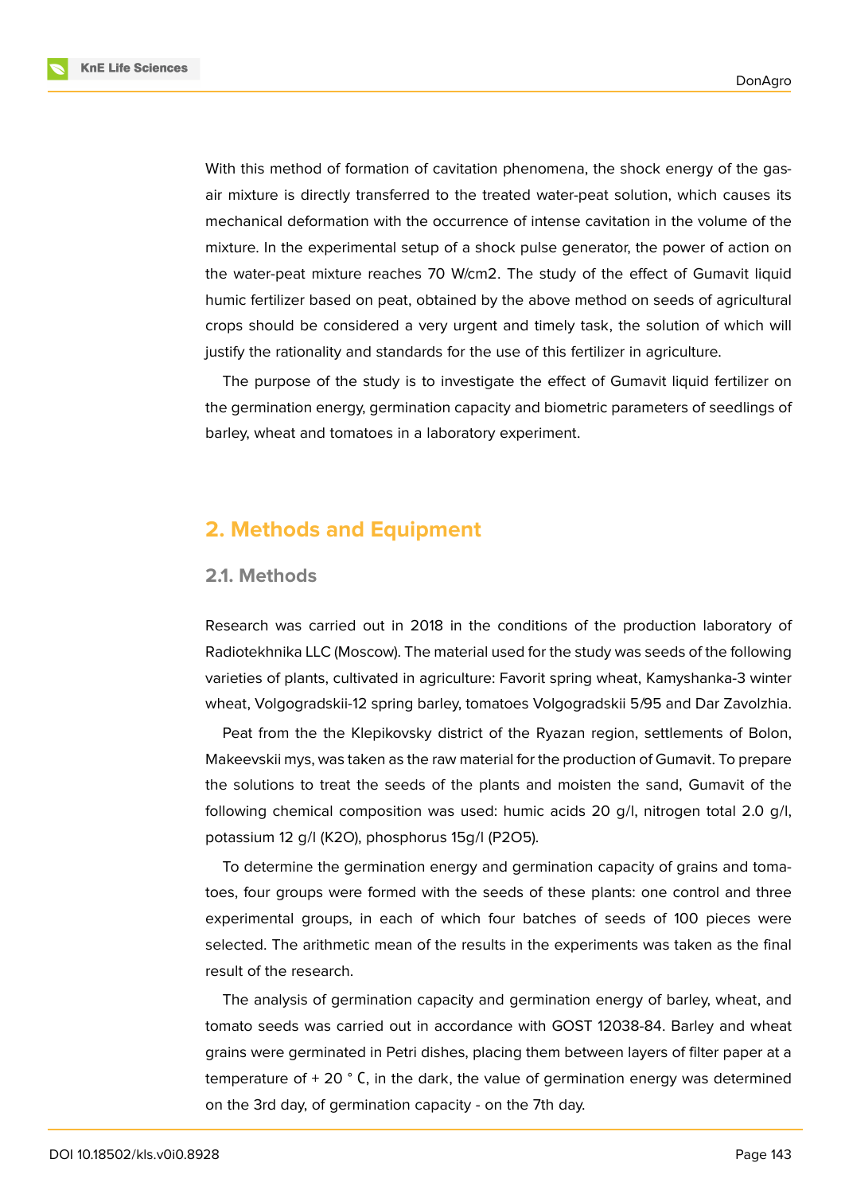With this method of formation of cavitation phenomena, the shock energy of the gas-air mixture is directly transferred to the treated water-peat solution, which causes its mechanical deformation with the occurrence of intense cavitation in the volume of the mixture. In the experimental setup of a shock pulse generator, the power of action on the water-peat mixture reaches 70 W/cm2. The study of the effect of Gumavit liquid humic fertilizer based on peat, obtained by the above method on seeds of agricultural crops should be considered a very urgent and timely task, the solution of which will justify the rationality and standards for the use of this fertilizer in agriculture.

The purpose of the study is to investigate the effect of Gumavit liquid fertilizer on the germination energy, germination capacity and biometric parameters of seedlings of barley, wheat and tomatoes in a laboratory experiment.

## 2. Methods and Equipment

### 2.1. Methods

Research was carried out in 2018 in the conditions of the production laboratory of Radiotekhnika LLC (Moscow). The material used for the study was seeds of the following varieties of plants, cultivated in agriculture: Favorit spring wheat, Kamyshanka-3 winter wheat, Volgogradskii-12 spring barley, tomatoes Volgogradskii 5/95 and Dar Zavolzhia.

Peat from the the Klepikovsky district of the Ryazan region, settlements of Bolon, Makeevskii mys, was taken as the raw material for the production of Gumavit. To prepare the solutions to treat the seeds of the plants and moisten the sand, Gumavit of the following chemical composition was used: humic acids 20 g/l, nitrogen total 2.0 g/l, potassium 12 g/l ($K_2O$), phosphorus 15g/l ($P_2O_5$).

To determine the germination energy and germination capacity of grains and tomatoes, four groups were formed with the seeds of these plants: one control and three experimental groups, in each of which four batches of seeds of 100 pieces were selected. The arithmetic mean of the results in the experiments was taken as the final result of the research.

The analysis of germination capacity and germination energy of barley, wheat, and tomato seeds was carried out in accordance with GOST 12038-84. Barley and wheat grains were germinated in Petri dishes, placing them between layers of filter paper at a temperature of + 20 ° C, in the dark, the value of germination energy was determined on the 3rd day, of germination capacity - on the 7th day.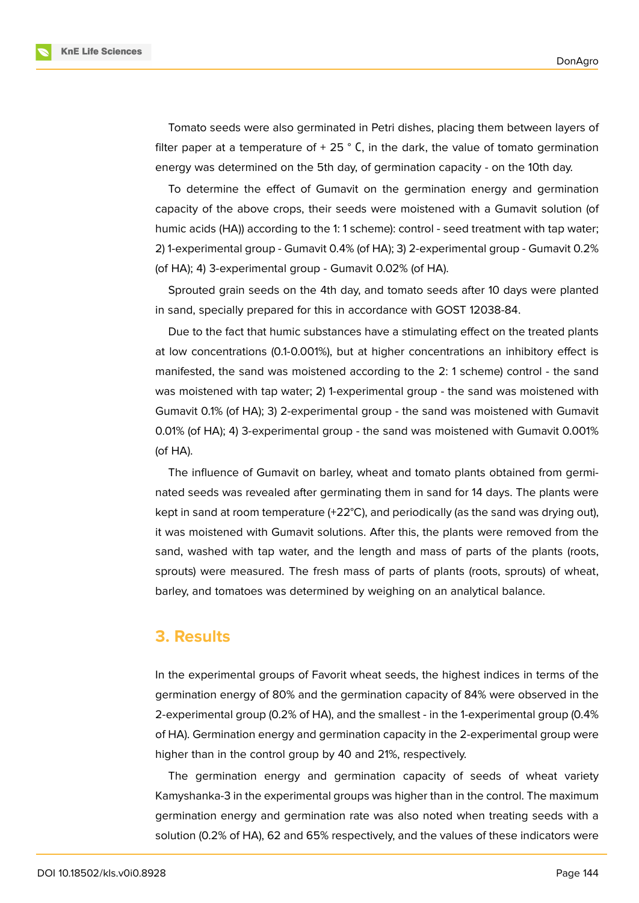Tomato seeds were also germinated in Petri dishes, placing them between layers of filter paper at a temperature of + 25 ° C, in the dark, the value of tomato germination energy was determined on the 5th day, of germination capacity - on the 10th day.

To determine the effect of Gumavit on the germination energy and germination capacity of the above crops, their seeds were moistened with a Gumavit solution (of humic acids (HA)) according to the 1: 1 scheme): control - seed treatment with tap water; 2) 1-experimental group - Gumavit 0.4% (of HA); 3) 2-experimental group - Gumavit 0.2% (of HA); 4) 3-experimental group - Gumavit 0.02% (of HA).

Sprouted grain seeds on the 4th day, and tomato seeds after 10 days were planted in sand, specially prepared for this in accordance with GOST 12038-84.

Due to the fact that humic substances have a stimulating effect on the treated plants at low concentrations (0.1-0.001%), but at higher concentrations an inhibitory effect is manifested, the sand was moistened according to the 2: 1 scheme) control - the sand was moistened with tap water; 2) 1-experimental group - the sand was moistened with Gumavit 0.1% (of HA); 3) 2-experimental group - the sand was moistened with Gumavit 0.01% (of HA); 4) 3-experimental group - the sand was moistened with Gumavit 0.001% (of HA).

The influence of Gumavit on barley, wheat and tomato plants obtained from germinated seeds was revealed after germinating them in sand for 14 days. The plants were kept in sand at room temperature (+22°C), and periodically (as the sand was drying out), it was moistened with Gumavit solutions. After this, the plants were removed from the sand, washed with tap water, and the length and mass of parts of the plants (roots, sprouts) were measured. The fresh mass of parts of plants (roots, sprouts) of wheat, barley, and tomatoes was determined by weighing on an analytical balance.

## 3. Results

In the experimental groups of Favorit wheat seeds, the highest indices in terms of the germination energy of 80% and the germination capacity of 84% were observed in the 2-experimental group (0.2% of HA), and the smallest - in the 1-experimental group (0.4% of HA). Germination energy and germination capacity in the 2-experimental group were higher than in the control group by 40 and 21%, respectively.

The germination energy and germination capacity of seeds of wheat variety Kamyshanka-3 in the experimental groups was higher than in the control. The maximum germination energy and germination rate was also noted when treating seeds with a solution (0.2% of HA), 62 and 65% respectively, and the values of these indicators were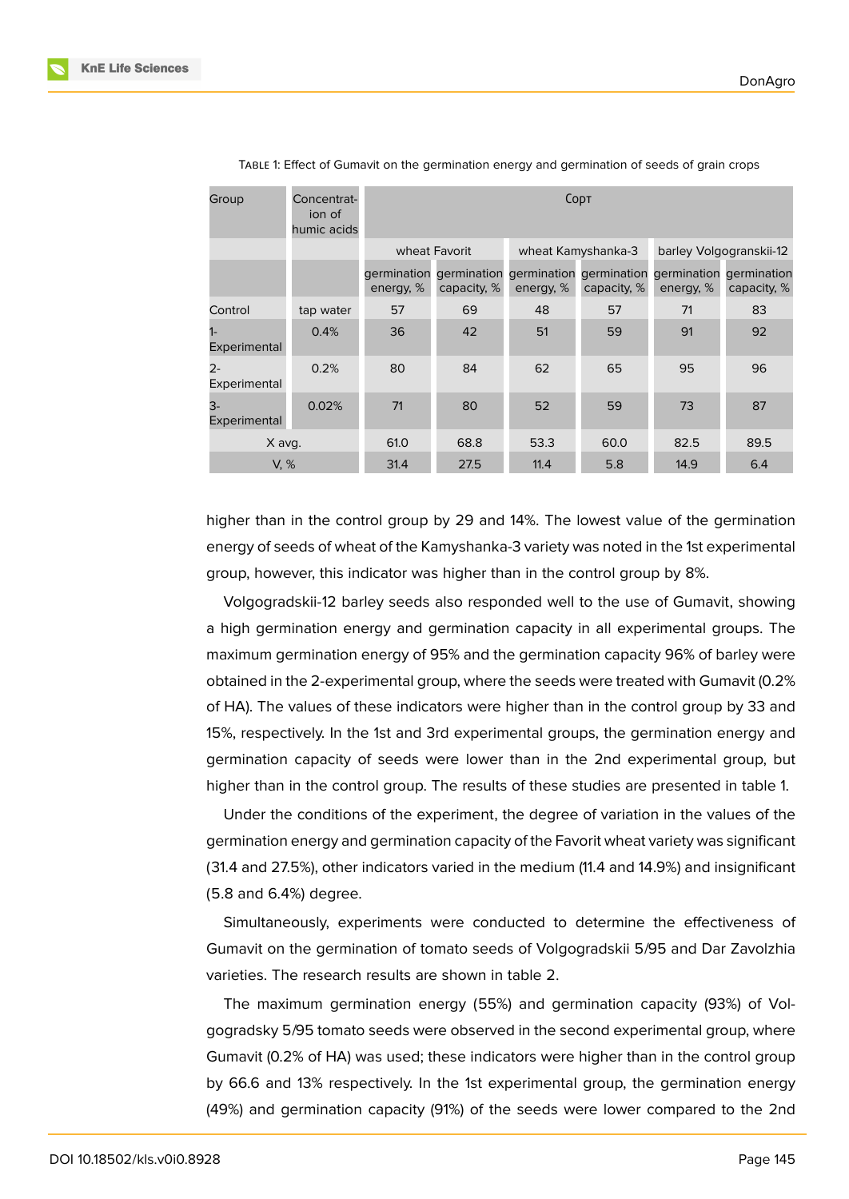Table 1: Effect of Gumavit on the germination energy and germination of seeds of grain crops

| Group | Concentration of humic acids | Сорт | | | | | |
|---|---|---|---|---|---|---|---|
| | | wheat Favorit | | wheat Kamyshanka-3 | | barley Volgogranskii-12 | |
| | | germination energy, % | germination capacity, % | germination energy, % | germination capacity, % | germination energy, % | germination capacity, % |
| Control | tap water | 57 | 69 | 48 | 57 | 71 | 83 |
| 1-Experimental | 0.4% | 36 | 42 | 51 | 59 | 91 | 92 |
| 2-Experimental | 0.2% | 80 | 84 | 62 | 65 | 95 | 96 |
| 3-Experimental | 0.02% | 71 | 80 | 52 | 59 | 73 | 87 |
| X avg. | | 61.0 | 68.8 | 53.3 | 60.0 | 82.5 | 89.5 |
| V, % | | 31.4 | 27.5 | 11.4 | 5.8 | 14.9 | 6.4 |

higher than in the control group by 29 and 14%. The lowest value of the germination energy of seeds of wheat of the Kamyshanka-3 variety was noted in the 1st experimental group, however, this indicator was higher than in the control group by 8%.

Volgogradskii-12 barley seeds also responded well to the use of Gumavit, showing a high germination energy and germination capacity in all experimental groups. The maximum germination energy of 95% and the germination capacity 96% of barley were obtained in the 2-experimental group, where the seeds were treated with Gumavit (0.2% of HA). The values of these indicators were higher than in the control group by 33 and 15%, respectively. In the 1st and 3rd experimental groups, the germination energy and germination capacity of seeds were lower than in the 2nd experimental group, but higher than in the control group. The results of these studies are presented in table 1.

Under the conditions of the experiment, the degree of variation in the values of the germination energy and germination capacity of the Favorit wheat variety was significant (31.4 and 27.5%), other indicators varied in the medium (11.4 and 14.9%) and insignificant (5.8 and 6.4%) degree.

Simultaneously, experiments were conducted to determine the effectiveness of Gumavit on the germination of tomato seeds of Volgogradskii 5/95 and Dar Zavolzhia varieties. The research results are shown in table 2.

The maximum germination energy (55%) and germination capacity (93%) of Volgogradsky 5/95 tomato seeds were observed in the second experimental group, where Gumavit (0.2% of HA) was used; these indicators were higher than in the control group by 66.6 and 13% respectively. In the 1st experimental group, the germination energy (49%) and germination capacity (91%) of the seeds were lower compared to the 2nd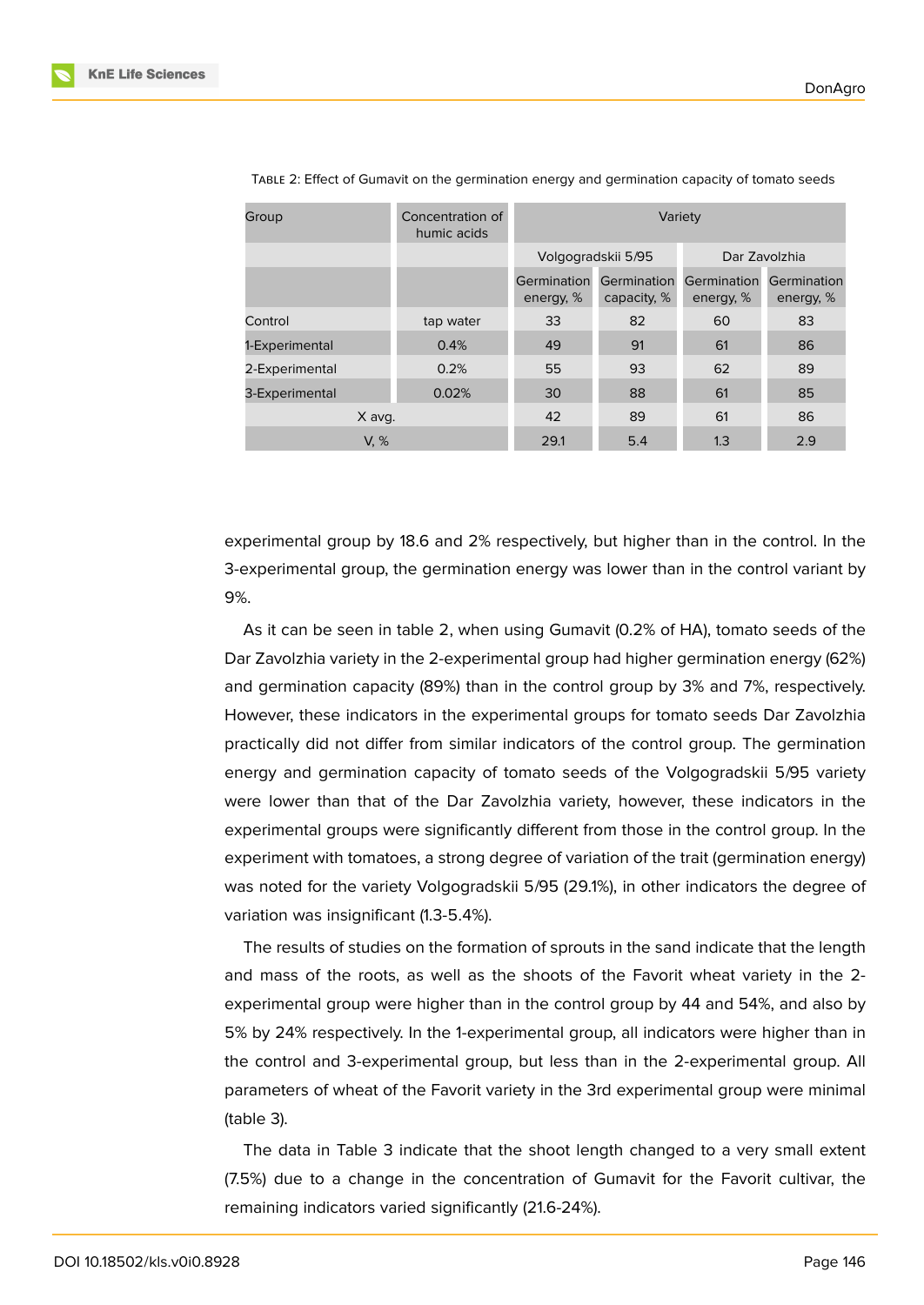Table 2: Effect of Gumavit on the germination energy and germination capacity of tomato seeds

| Group | Concentration of humic acids | Variety | | | |
|---|---|---|---|---|---|
| | | Volgogradskii 5/95 | | Dar Zavolzhia | |
| | | Germination energy, % | Germination capacity, % | Germination energy, % | Germination energy, % |
| Control | tap water | 33 | 82 | 60 | 83 |
| 1-Experimental | 0.4% | 49 | 91 | 61 | 86 |
| 2-Experimental | 0.2% | 55 | 93 | 62 | 89 |
| 3-Experimental | 0.02% | 30 | 88 | 61 | 85 |
| X avg. | | 42 | 89 | 61 | 86 |
| V, % | | 29.1 | 5.4 | 1.3 | 2.9 |

experimental group by 18.6 and 2% respectively, but higher than in the control. In the 3-experimental group, the germination energy was lower than in the control variant by 9%.

As it can be seen in table 2, when using Gumavit (0.2% of HA), tomato seeds of the Dar Zavolzhia variety in the 2-experimental group had higher germination energy (62%) and germination capacity (89%) than in the control group by 3% and 7%, respectively. However, these indicators in the experimental groups for tomato seeds Dar Zavolzhia practically did not differ from similar indicators of the control group. The germination energy and germination capacity of tomato seeds of the Volgogradskii 5/95 variety were lower than that of the Dar Zavolzhia variety, however, these indicators in the experimental groups were significantly different from those in the control group. In the experiment with tomatoes, a strong degree of variation of the trait (germination energy) was noted for the variety Volgogradskii 5/95 (29.1%), in other indicators the degree of variation was insignificant (1.3-5.4%).

The results of studies on the formation of sprouts in the sand indicate that the length and mass of the roots, as well as the shoots of the Favorit wheat variety in the 2-experimental group were higher than in the control group by 44 and 54%, and also by 5% by 24% respectively. In the 1-experimental group, all indicators were higher than in the control and 3-experimental group, but less than in the 2-experimental group. All parameters of wheat of the Favorit variety in the 3rd experimental group were minimal (table 3).

The data in Table 3 indicate that the shoot length changed to a very small extent (7.5%) due to a change in the concentration of Gumavit for the Favorit cultivar, the remaining indicators varied significantly (21.6-24%).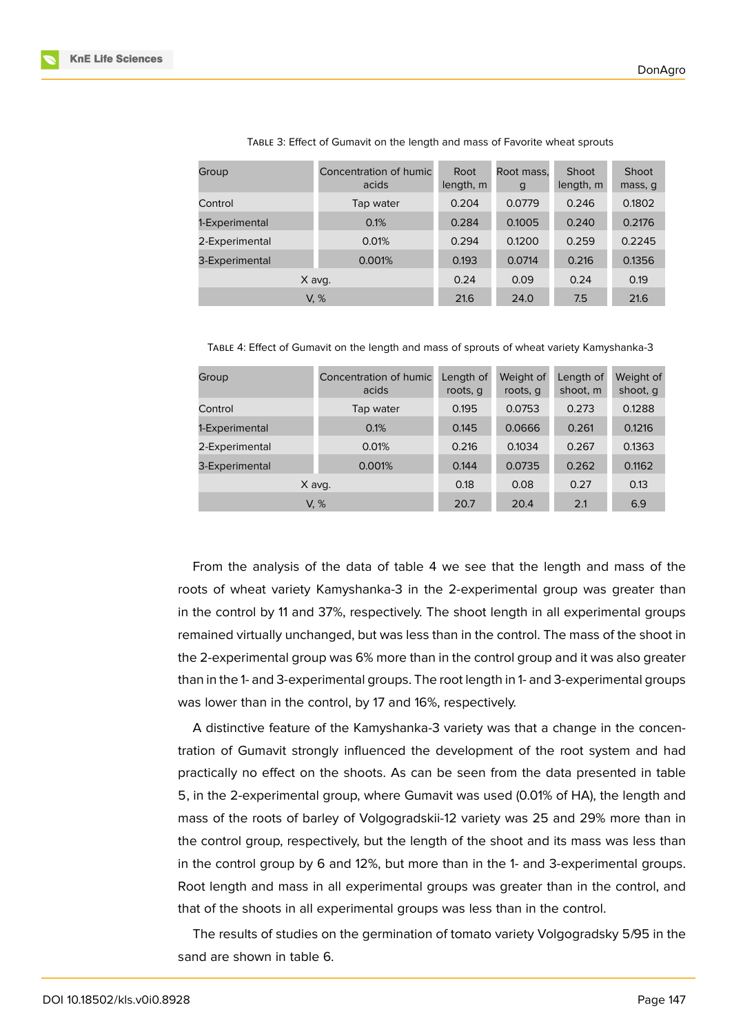Table 3: Effect of Gumavit on the length and mass of Favorite wheat sprouts

| Group | Concentration of humic acids | Root length, m | Root mass, g | Shoot length, m | Shoot mass, g |
| --- | --- | --- | --- | --- | --- |
| Control | Tap water | 0.204 | 0.0779 | 0.246 | 0.1802 |
| 1-Experimental | 0.1% | 0.284 | 0.1005 | 0.240 | 0.2176 |
| 2-Experimental | 0.01% | 0.294 | 0.1200 | 0.259 | 0.2245 |
| 3-Experimental | 0.001% | 0.193 | 0.0714 | 0.216 | 0.1356 |
| X avg. | | 0.24 | 0.09 | 0.24 | 0.19 |
| V, % | | 21.6 | 24.0 | 7.5 | 21.6 |

Table 4: Effect of Gumavit on the length and mass of sprouts of wheat variety Kamyshanka-3

| Group | Concentration of humic acids | Length of roots, g | Weight of roots, g | Length of shoot, m | Weight of shoot, g |
| --- | --- | --- | --- | --- | --- |
| Control | Tap water | 0.195 | 0.0753 | 0.273 | 0.1288 |
| 1-Experimental | 0.1% | 0.145 | 0.0666 | 0.261 | 0.1216 |
| 2-Experimental | 0.01% | 0.216 | 0.1034 | 0.267 | 0.1363 |
| 3-Experimental | 0.001% | 0.144 | 0.0735 | 0.262 | 0.1162 |
| X avg. | | 0.18 | 0.08 | 0.27 | 0.13 |
| V, % | | 20.7 | 20.4 | 2.1 | 6.9 |

From the analysis of the data of table 4 we see that the length and mass of the roots of wheat variety Kamyshanka-3 in the 2-experimental group was greater than in the control by 11 and 37%, respectively. The shoot length in all experimental groups remained virtually unchanged, but was less than in the control. The mass of the shoot in the 2-experimental group was 6% more than in the control group and it was also greater than in the 1- and 3-experimental groups. The root length in 1- and 3-experimental groups was lower than in the control, by 17 and 16%, respectively.

A distinctive feature of the Kamyshanka-3 variety was that a change in the concentration of Gumavit strongly influenced the development of the root system and had practically no effect on the shoots. As can be seen from the data presented in table 5, in the 2-experimental group, where Gumavit was used (0.01% of HA), the length and mass of the roots of barley of Volgogradskii-12 variety was 25 and 29% more than in the control group, respectively, but the length of the shoot and its mass was less than in the control group by 6 and 12%, but more than in the 1- and 3-experimental groups. Root length and mass in all experimental groups was greater than in the control, and that of the shoots in all experimental groups was less than in the control.

The results of studies on the germination of tomato variety Volgogradsky 5/95 in the sand are shown in table 6.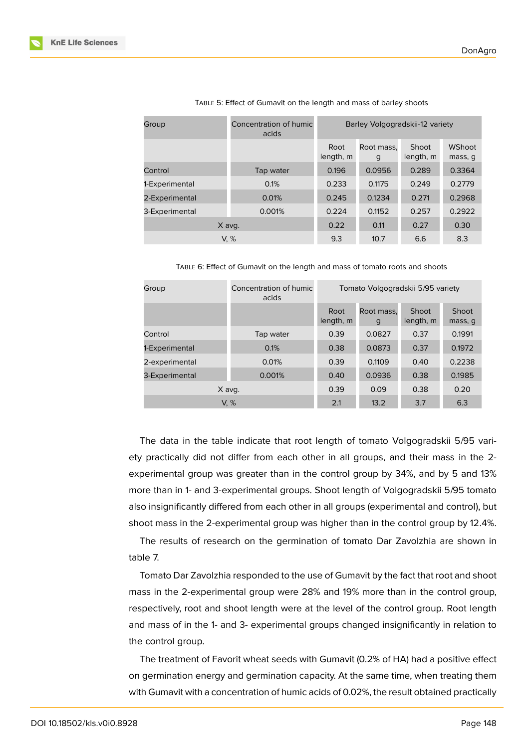Table 5: Effect of Gumavit on the length and mass of barley shoots

| Group | Concentration of humic acids | Barley Volgogradskii-12 variety | | | |
|---|---|---|---|---|---|
| | | Root length, m | Root mass, g | Shoot length, m | WShoot mass, g |
| Control | Tap water | 0.196 | 0.0956 | 0.289 | 0.3364 |
| 1-Experimental | 0.1% | 0.233 | 0.1175 | 0.249 | 0.2779 |
| 2-Experimental | 0.01% | 0.245 | 0.1234 | 0.271 | 0.2968 |
| 3-Experimental | 0.001% | 0.224 | 0.1152 | 0.257 | 0.2922 |
| X avg. | | 0.22 | 0.11 | 0.27 | 0.30 |
| V, % | | 9.3 | 10.7 | 6.6 | 8.3 |

Table 6: Effect of Gumavit on the length and mass of tomato roots and shoots

| Group | Concentration of humic acids | Tomato Volgogradskii 5/95 variety | | | |
|---|---|---|---|---|---|
| | | Root length, m | Root mass, g | Shoot length, m | Shoot mass, g |
| Control | Tap water | 0.39 | 0.0827 | 0.37 | 0.1991 |
| 1-Experimental | 0.1% | 0.38 | 0.0873 | 0.37 | 0.1972 |
| 2-experimental | 0.01% | 0.39 | 0.1109 | 0.40 | 0.2238 |
| 3-Experimental | 0.001% | 0.40 | 0.0936 | 0.38 | 0.1985 |
| X avg. | | 0.39 | 0.09 | 0.38 | 0.20 |
| V, % | | 2.1 | 13.2 | 3.7 | 6.3 |

The data in the table indicate that root length of tomato Volgogradskii 5/95 variety practically did not differ from each other in all groups, and their mass in the 2-experimental group was greater than in the control group by 34%, and by 5 and 13% more than in 1- and 3-experimental groups. Shoot length of Volgogradskii 5/95 tomato also insignificantly differed from each other in all groups (experimental and control), but shoot mass in the 2-experimental group was higher than in the control group by 12.4%.

The results of research on the germination of tomato Dar Zavolzhia are shown in table 7.

Tomato Dar Zavolzhia responded to the use of Gumavit by the fact that root and shoot mass in the 2-experimental group were 28% and 19% more than in the control group, respectively, root and shoot length were at the level of the control group. Root length and mass of in the 1- and 3- experimental groups changed insignificantly in relation to the control group.

The treatment of Favorit wheat seeds with Gumavit (0.2% of HA) had a positive effect on germination energy and germination capacity. At the same time, when treating them with Gumavit with a concentration of humic acids of 0.02%, the result obtained practically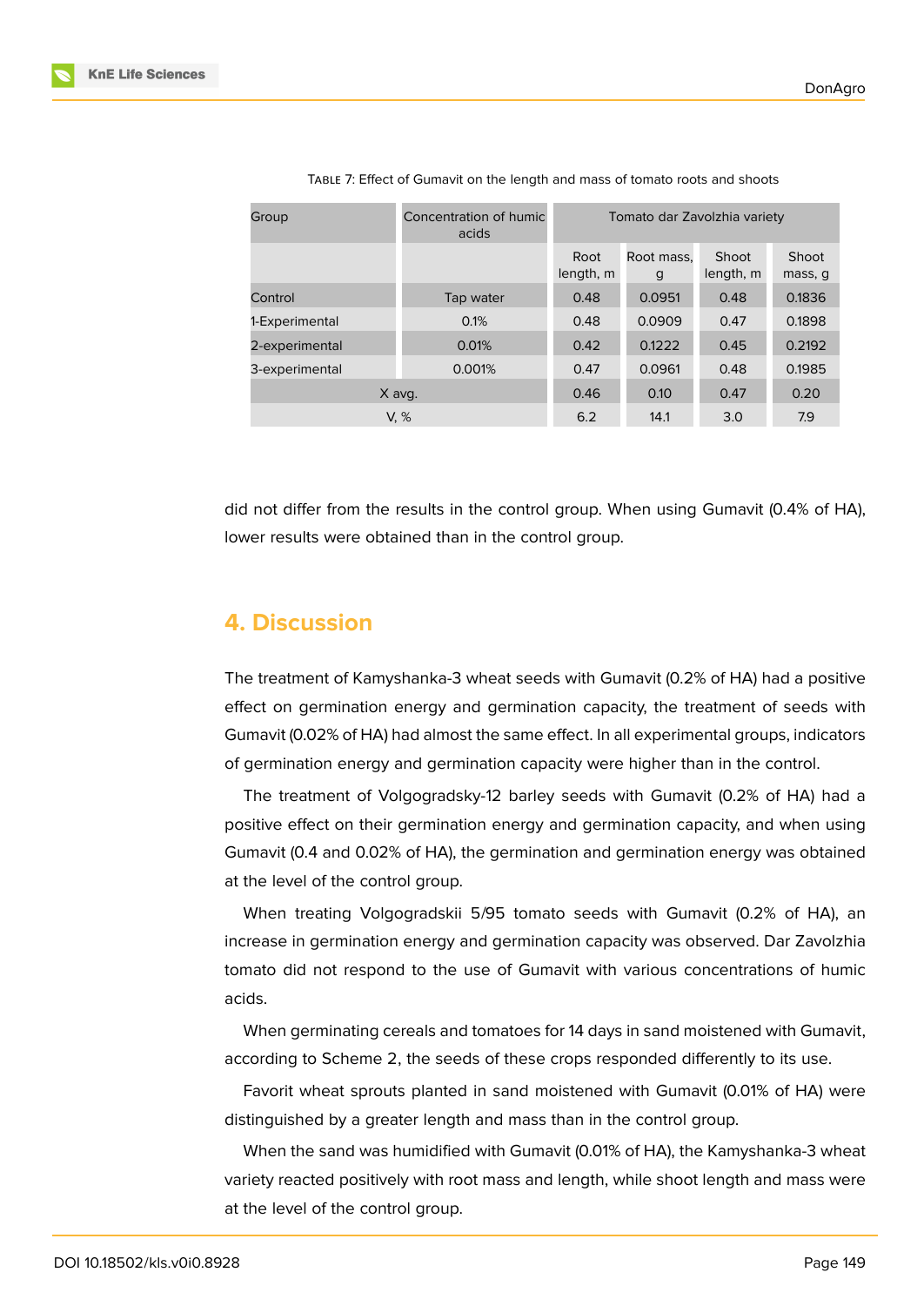Table 7: Effect of Gumavit on the length and mass of tomato roots and shoots

| Group | Concentration of humic acids | Tomato dar Zavolzhia variety | | | |
|---|---|---|---|---|---|
| | | Root length, m | Root mass, g | Shoot length, m | Shoot mass, g |
| Control | Tap water | 0.48 | 0.0951 | 0.48 | 0.1836 |
| 1-Experimental | 0.1% | 0.48 | 0.0909 | 0.47 | 0.1898 |
| 2-experimental | 0.01% | 0.42 | 0.1222 | 0.45 | 0.2192 |
| 3-experimental | 0.001% | 0.47 | 0.0961 | 0.48 | 0.1985 |
| X avg. | | 0.46 | 0.10 | 0.47 | 0.20 |
| V, % | | 6.2 | 14.1 | 3.0 | 7.9 |

did not differ from the results in the control group. When using Gumavit (0.4% of HA), lower results were obtained than in the control group.

## 4. Discussion

The treatment of Kamyshanka-3 wheat seeds with Gumavit (0.2% of HA) had a positive effect on germination energy and germination capacity, the treatment of seeds with Gumavit (0.02% of HA) had almost the same effect. In all experimental groups, indicators of germination energy and germination capacity were higher than in the control.

The treatment of Volgogradsky-12 barley seeds with Gumavit (0.2% of HA) had a positive effect on their germination energy and germination capacity, and when using Gumavit (0.4 and 0.02% of HA), the germination and germination energy was obtained at the level of the control group.

When treating Volgogradskii 5/95 tomato seeds with Gumavit (0.2% of HA), an increase in germination energy and germination capacity was observed. Dar Zavolzhia tomato did not respond to the use of Gumavit with various concentrations of humic acids.

When germinating cereals and tomatoes for 14 days in sand moistened with Gumavit, according to Scheme 2, the seeds of these crops responded differently to its use.

Favorit wheat sprouts planted in sand moistened with Gumavit (0.01% of HA) were distinguished by a greater length and mass than in the control group.

When the sand was humidified with Gumavit (0.01% of HA), the Kamyshanka-3 wheat variety reacted positively with root mass and length, while shoot length and mass were at the level of the control group.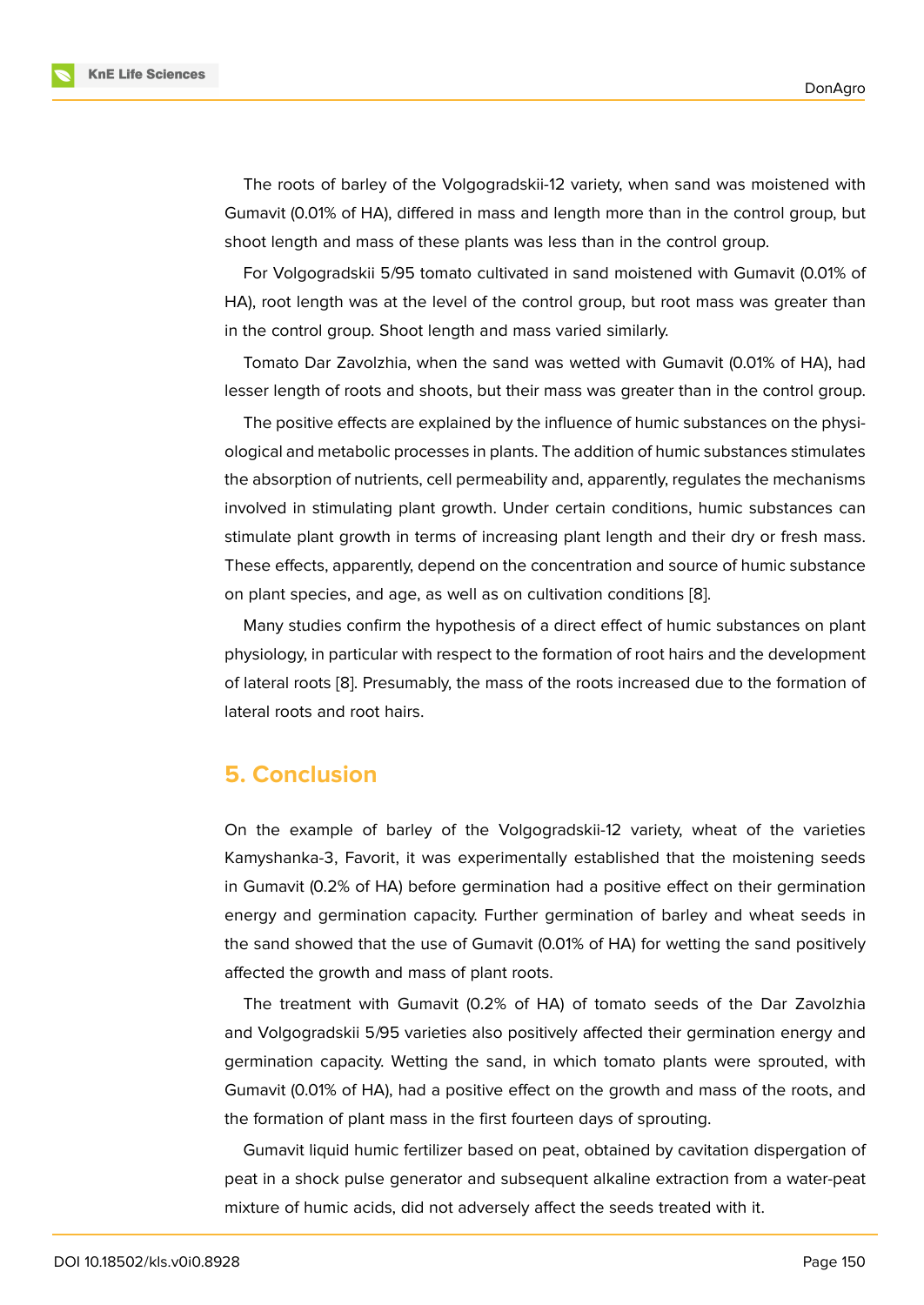The roots of barley of the Volgogradskii-12 variety, when sand was moistened with Gumavit (0.01% of HA), differed in mass and length more than in the control group, but shoot length and mass of these plants was less than in the control group.

For Volgogradskii 5/95 tomato cultivated in sand moistened with Gumavit (0.01% of HA), root length was at the level of the control group, but root mass was greater than in the control group. Shoot length and mass varied similarly.

Tomato Dar Zavolzhia, when the sand was wetted with Gumavit (0.01% of HA), had lesser length of roots and shoots, but their mass was greater than in the control group.

The positive effects are explained by the influence of humic substances on the physiological and metabolic processes in plants. The addition of humic substances stimulates the absorption of nutrients, cell permeability and, apparently, regulates the mechanisms involved in stimulating plant growth. Under certain conditions, humic substances can stimulate plant growth in terms of increasing plant length and their dry or fresh mass. These effects, apparently, depend on the concentration and source of humic substance on plant species, and age, as well as on cultivation conditions [8].

Many studies confirm the hypothesis of a direct effect of humic substances on plant physiology, in particular with respect to the formation of root hairs and the development of lateral roots [8]. Presumably, the mass of the roots increased due to the formation of lateral roots and root hairs.

## 5. Conclusion

On the example of barley of the Volgogradskii-12 variety, wheat of the varieties Kamyshanka-3, Favorit, it was experimentally established that the moistening seeds in Gumavit (0.2% of HA) before germination had a positive effect on their germination energy and germination capacity. Further germination of barley and wheat seeds in the sand showed that the use of Gumavit (0.01% of HA) for wetting the sand positively affected the growth and mass of plant roots.

The treatment with Gumavit (0.2% of HA) of tomato seeds of the Dar Zavolzhia and Volgogradskii 5/95 varieties also positively affected their germination energy and germination capacity. Wetting the sand, in which tomato plants were sprouted, with Gumavit (0.01% of HA), had a positive effect on the growth and mass of the roots, and the formation of plant mass in the first fourteen days of sprouting.

Gumavit liquid humic fertilizer based on peat, obtained by cavitation dispergation of peat in a shock pulse generator and subsequent alkaline extraction from a water-peat mixture of humic acids, did not adversely affect the seeds treated with it.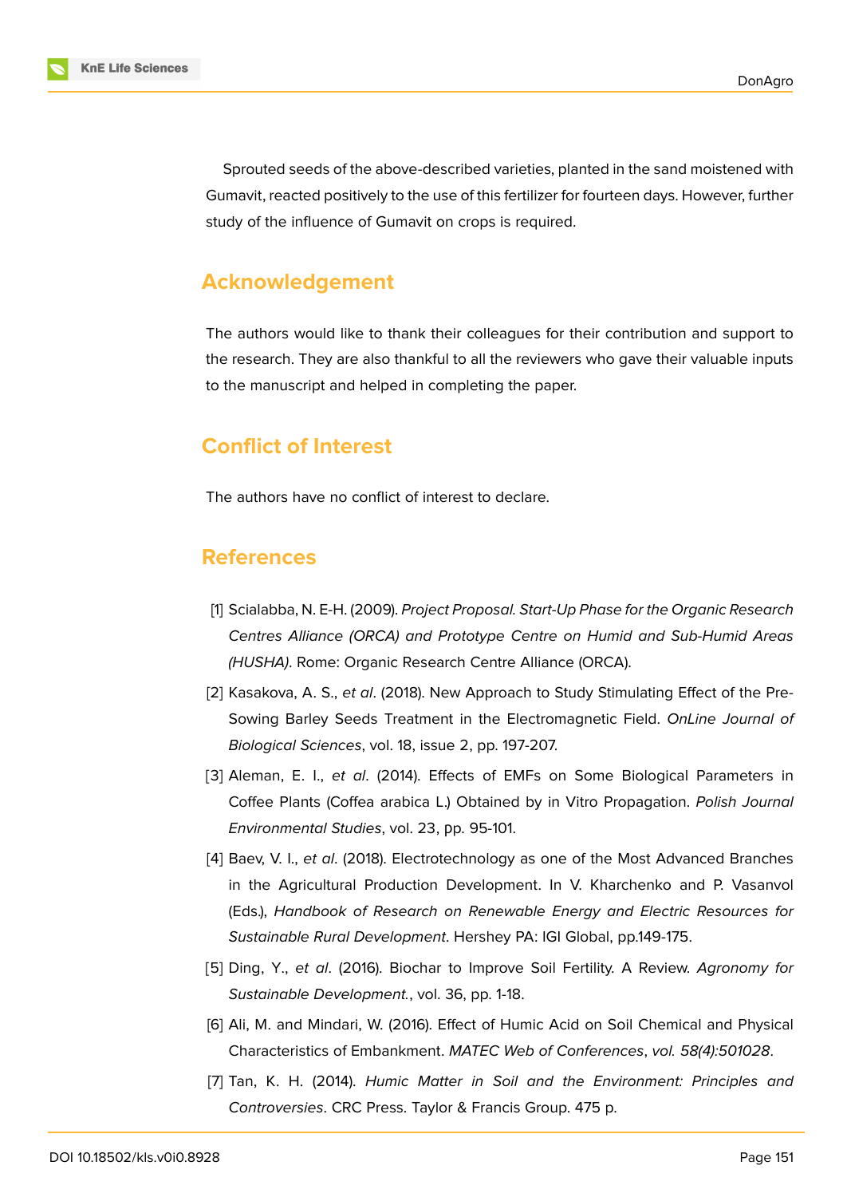Sprouted seeds of the above-described varieties, planted in the sand moistened with Gumavit, reacted positively to the use of this fertilizer for fourteen days. However, further study of the influence of Gumavit on crops is required.

## Acknowledgement

The authors would like to thank their colleagues for their contribution and support to the research. They are also thankful to all the reviewers who gave their valuable inputs to the manuscript and helped in completing the paper.

## Conflict of Interest

The authors have no conflict of interest to declare.

## References

[1] Scialabba, N. E-H. (2009). *Project Proposal. Start-Up Phase for the Organic Research Centres Alliance (ORCA) and Prototype Centre on Humid and Sub-Humid Areas (HUSHA)*. Rome: Organic Research Centre Alliance (ORCA).

[2] Kasakova, A. S., *et al*. (2018). New Approach to Study Stimulating Effect of the Pre-Sowing Barley Seeds Treatment in the Electromagnetic Field. *OnLine Journal of Biological Sciences*, vol. 18, issue 2, pp. 197-207.

[3] Aleman, E. I., *et al*. (2014). Effects of EMFs on Some Biological Parameters in Coffee Plants (Coffea arabica L.) Obtained by in Vitro Propagation. *Polish Journal Environmental Studies*, vol. 23, pp. 95-101.

[4] Baev, V. I., *et al*. (2018). Electrotechnology as one of the Most Advanced Branches in the Agricultural Production Development. In V. Kharchenko and P. Vasanvol (Eds.), *Handbook of Research on Renewable Energy and Electric Resources for Sustainable Rural Development*. Hershey PA: IGI Global, pp.149-175.

[5] Ding, Y., *et al*. (2016). Biochar to Improve Soil Fertility. A Review. *Agronomy for Sustainable Development.*, vol. 36, pp. 1-18.

[6] Ali, M. and Mindari, W. (2016). Effect of Humic Acid on Soil Chemical and Physical Characteristics of Embankment. *MATEC Web of Conferences*, *vol. 58(4):501028*.

[7] Tan, K. H. (2014). *Humic Matter in Soil and the Environment: Principles and Controversies*. CRC Press. Taylor & Francis Group. 475 p.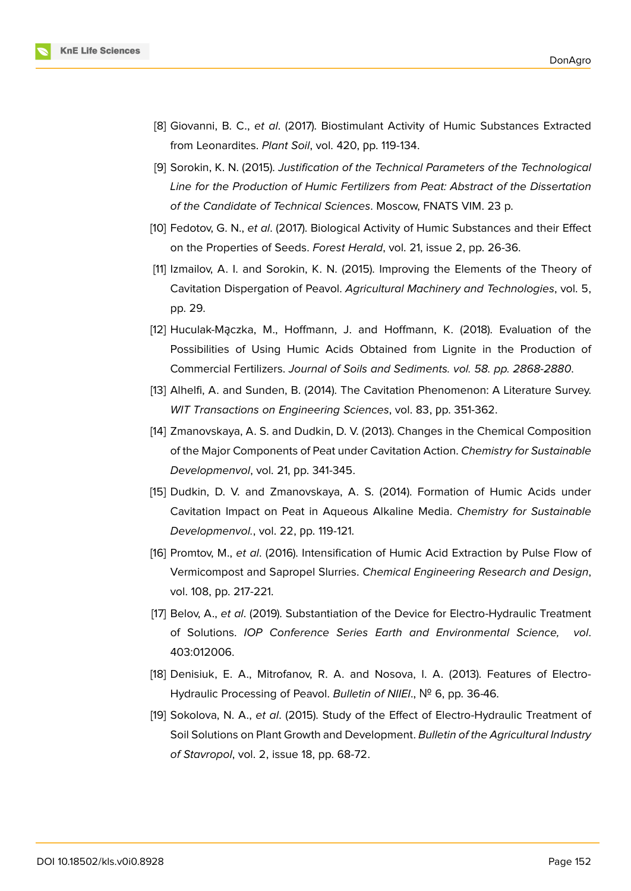[8] Giovanni, B. C., *et al*. (2017). Biostimulant Activity of Humic Substances Extracted from Leonardites. *Plant Soil*, vol. 420, pp. 119-134.

[9] Sorokin, K. N. (2015). *Justification of the Technical Parameters of the Technological Line for the Production of Humic Fertilizers from Peat: Abstract of the Dissertation of the Candidate of Technical Sciences*. Moscow, FNATS VIM. 23 p.

[10] Fedotov, G. N., *et al*. (2017). Biological Activity of Humic Substances and their Effect on the Properties of Seeds. *Forest Herald*, vol. 21, issue 2, pp. 26-36.

[11] Izmailov, A. I. and Sorokin, K. N. (2015). Improving the Elements of the Theory of Cavitation Dispergation of Peavol. *Agricultural Machinery and Technologies*, vol. 5, pp. 29.

[12] Huculak-Mączka, M., Hoffmann, J. and Hoffmann, K. (2018). Evaluation of the Possibilities of Using Humic Acids Obtained from Lignite in the Production of Commercial Fertilizers. *Journal of Soils and Sediments. vol. 58. pp. 2868-2880*.

[13] Alhelfi, A. and Sunden, B. (2014). The Cavitation Phenomenon: A Literature Survey. *WIT Transactions on Engineering Sciences*, vol. 83, pp. 351-362.

[14] Zmanovskaya, A. S. and Dudkin, D. V. (2013). Changes in the Chemical Composition of the Major Components of Peat under Cavitation Action. *Chemistry for Sustainable Developmenvol*, vol. 21, pp. 341-345.

[15] Dudkin, D. V. and Zmanovskaya, A. S. (2014). Formation of Humic Acids under Cavitation Impact on Peat in Aqueous Alkaline Media. *Chemistry for Sustainable Developmenvol.*, vol. 22, pp. 119-121.

[16] Promtov, M., *et al*. (2016). Intensification of Humic Acid Extraction by Pulse Flow of Vermicompost and Sapropel Slurries. *Chemical Engineering Research and Design*, vol. 108, pp. 217-221.

[17] Belov, A., *et al*. (2019). Substantiation of the Device for Electro-Hydraulic Treatment of Solutions. *IOP Conference Series Earth and Environmental Science, vol*. 403:012006.

[18] Denisiuk, E. A., Mitrofanov, R. A. and Nosova, I. A. (2013). Features of Electro-Hydraulic Processing of Peavol. *Bulletin of NIIEI*., № 6, pp. 36-46.

[19] Sokolova, N. A., *et al*. (2015). Study of the Effect of Electro-Hydraulic Treatment of Soil Solutions on Plant Growth and Development. *Bulletin of the Agricultural Industry of Stavropol*, vol. 2, issue 18, pp. 68-72.